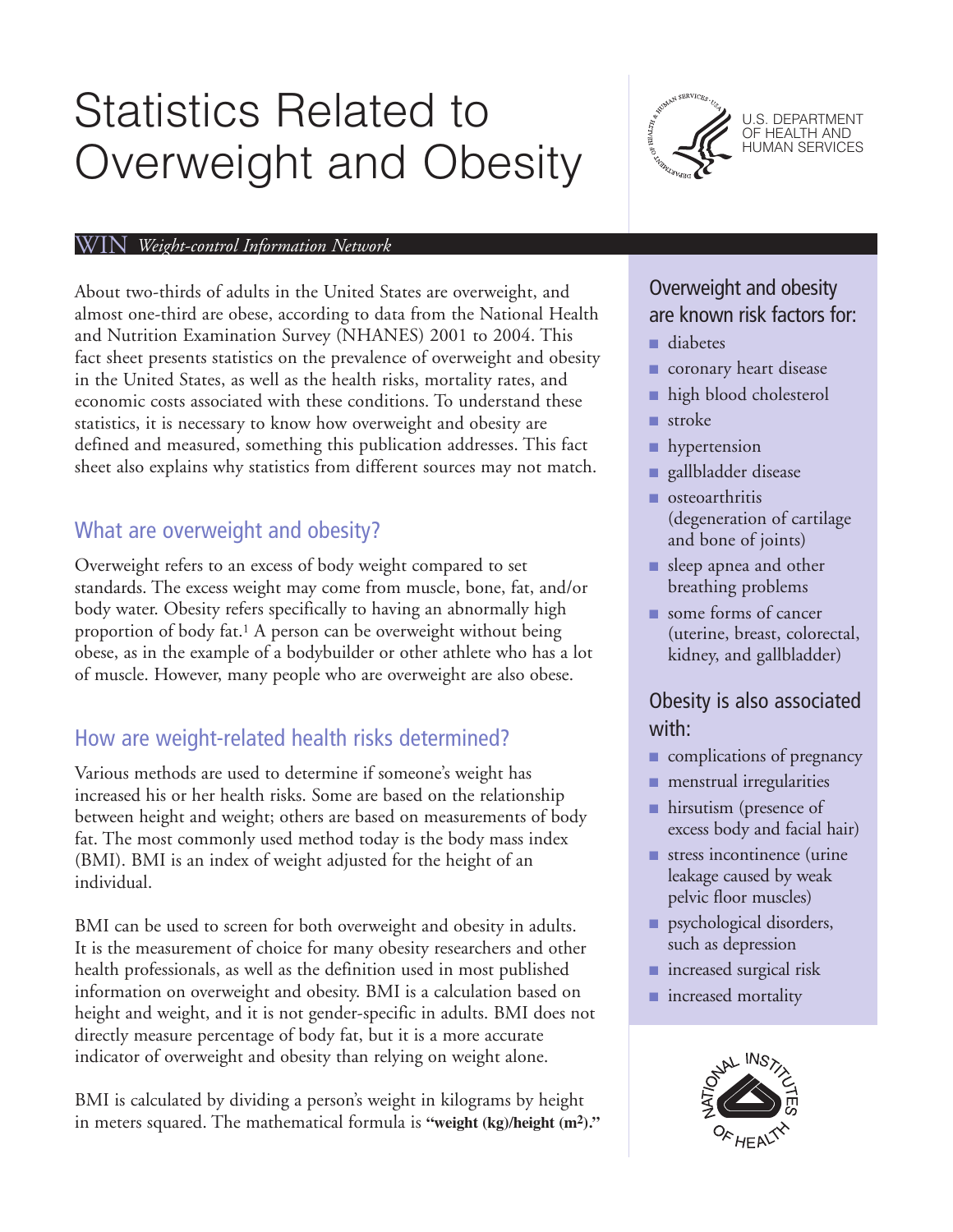# Statistics Related to Overweight and Obesity

U.S. DEPARTMENT OF HEALTH AND HUMAN SERVICES

WIN *Weight-control Information Network*

About two-thirds of adults in the United States are overweight, and almost one-third are obese, according to data from the National Health and Nutrition Examination Survey (NHANES) 2001 to 2004. This fact sheet presents statistics on the prevalence of overweight and obesity in the United States, as well as the health risks, mortality rates, and economic costs associated with these conditions. To understand these statistics, it is necessary to know how overweight and obesity are defined and measured, something this publication addresses. This fact sheet also explains why statistics from different sources may not match.

## What are overweight and obesity?

Overweight refers to an excess of body weight compared to set standards. The excess weight may come from muscle, bone, fat, and/or body water. Obesity refers specifically to having an abnormally high proportion of body fat.[1] A person can be overweight without being obese, as in the example of a bodybuilder or other athlete who has a lot of muscle. However, many people who are overweight are also obese.

## How are weight-related health risks determined?

Various methods are used to determine if someone's weight has increased his or her health risks. Some are based on the relationship between height and weight; others are based on measurements of body fat. The most commonly used method today is the body mass index (BMI). BMI is an index of weight adjusted for the height of an individual.

BMI can be used to screen for both overweight and obesity in adults. It is the measurement of choice for many obesity researchers and other health professionals, as well as the definition used in most published information on overweight and obesity. BMI is a calculation based on height and weight, and it is not gender-specific in adults. BMI does not directly measure percentage of body fat, but it is a more accurate indicator of overweight and obesity than relying on weight alone.

BMI is calculated by dividing a person's weight in kilograms by height in meters squared. The mathematical formula is **"weight (kg)/height ($m^2$)."**

### Overweight and obesity are known risk factors for:

- diabetes
- coronary heart disease
- high blood cholesterol
- stroke
- hypertension
- gallbladder disease
- osteoarthritis (degeneration of cartilage and bone of joints)
- sleep apnea and other breathing problems
- some forms of cancer (uterine, breast, colorectal, kidney, and gallbladder)

### Obesity is also associated with:

- complications of pregnancy
- menstrual irregularities
- hirsutism (presence of excess body and facial hair)
- stress incontinence (urine leakage caused by weak pelvic floor muscles)
- psychological disorders, such as depression
- increased surgical risk
- increased mortality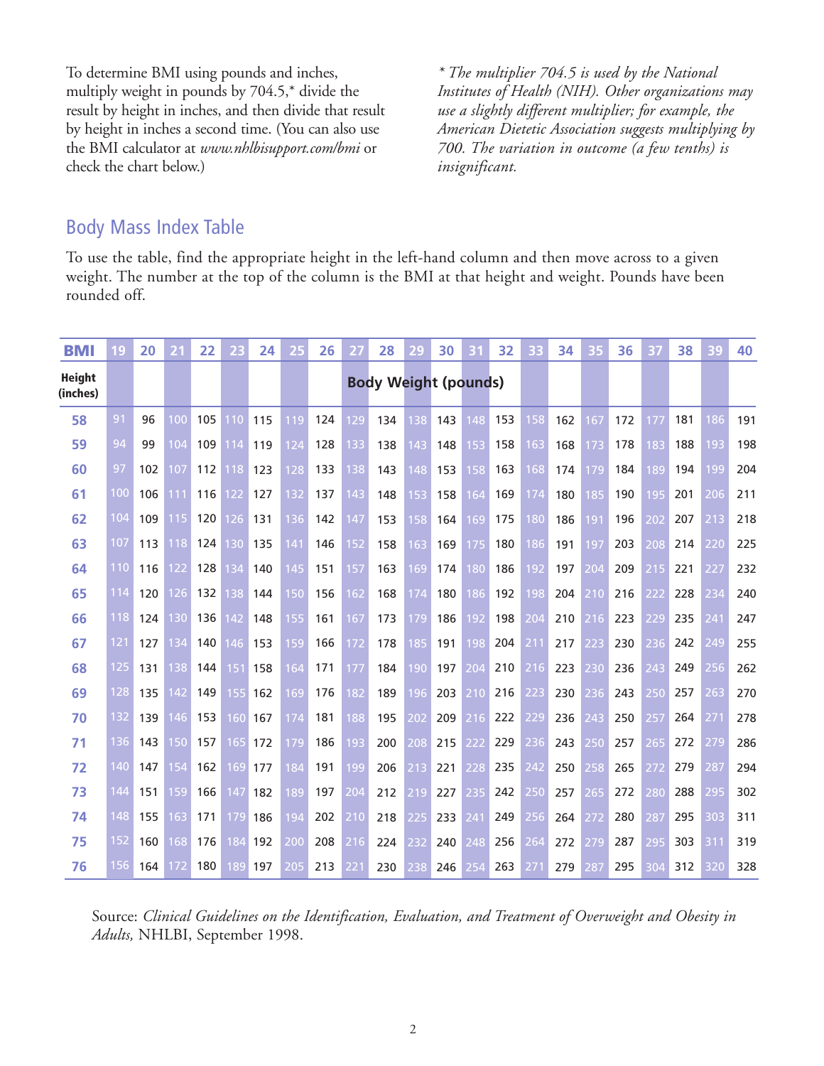To determine BMI using pounds and inches, multiply weight in pounds by 704.5,* divide the result by height in inches, and then divide that result by height in inches a second time. (You can also use the BMI calculator at *www.nhlbisupport.com/bmi* or check the chart below.)

*\* The multiplier 704.5 is used by the National Institutes of Health (NIH). Other organizations may use a slightly different multiplier; for example, the American Dietetic Association suggests multiplying by 700. The variation in outcome (a few tenths) is insignificant.*

## Body Mass Index Table

To use the table, find the appropriate height in the left-hand column and then move across to a given weight. The number at the top of the column is the BMI at that height and weight. Pounds have been rounded off.

| BMI | 19 | 20 | 21 | 22 | 23 | 24 | 25 | 26 | 27 | 28 | 29 | 30 | 31 | 32 | 33 | 34 | 35 | 36 | 37 | 38 | 39 | 40 |
|---|---|---|---|---|---|---|---|---|---|---|---|---|---|---|---|---|---|---|---|---|---|---|
| **Height (inches)** | **Body Weight (pounds)** | | | | | | | | | | | | | | | | | | | | | |
| 58 | 91 | 96 | 100 | 105 | 110 | 115 | 119 | 124 | 129 | 134 | 138 | 143 | 148 | 153 | 158 | 162 | 167 | 172 | 177 | 181 | 186 | 191 |
| 59 | 94 | 99 | 104 | 109 | 114 | 119 | 124 | 128 | 133 | 138 | 143 | 148 | 153 | 158 | 163 | 168 | 173 | 178 | 183 | 188 | 193 | 198 |
| 60 | 97 | 102 | 107 | 112 | 118 | 123 | 128 | 133 | 138 | 143 | 148 | 153 | 158 | 163 | 168 | 174 | 179 | 184 | 189 | 194 | 199 | 204 |
| 61 | 100 | 106 | 111 | 116 | 122 | 127 | 132 | 137 | 143 | 148 | 153 | 158 | 164 | 169 | 174 | 180 | 185 | 190 | 195 | 201 | 206 | 211 |
| 62 | 104 | 109 | 115 | 120 | 126 | 131 | 136 | 142 | 147 | 153 | 158 | 164 | 169 | 175 | 180 | 186 | 191 | 196 | 202 | 207 | 213 | 218 |
| 63 | 107 | 113 | 118 | 124 | 130 | 135 | 141 | 146 | 152 | 158 | 163 | 169 | 175 | 180 | 186 | 191 | 197 | 203 | 208 | 214 | 220 | 225 |
| 64 | 110 | 116 | 122 | 128 | 134 | 140 | 145 | 151 | 157 | 163 | 169 | 174 | 180 | 186 | 192 | 197 | 204 | 209 | 215 | 221 | 227 | 232 |
| 65 | 114 | 120 | 126 | 132 | 138 | 144 | 150 | 156 | 162 | 168 | 174 | 180 | 186 | 192 | 198 | 204 | 210 | 216 | 222 | 228 | 234 | 240 |
| 66 | 118 | 124 | 130 | 136 | 142 | 148 | 155 | 161 | 167 | 173 | 179 | 186 | 192 | 198 | 204 | 210 | 216 | 223 | 229 | 235 | 241 | 247 |
| 67 | 121 | 127 | 134 | 140 | 146 | 153 | 159 | 166 | 172 | 178 | 185 | 191 | 198 | 204 | 211 | 217 | 223 | 230 | 236 | 242 | 249 | 255 |
| 68 | 125 | 131 | 138 | 144 | 151 | 158 | 164 | 171 | 177 | 184 | 190 | 197 | 204 | 210 | 216 | 223 | 230 | 236 | 243 | 249 | 256 | 262 |
| 69 | 128 | 135 | 142 | 149 | 155 | 162 | 169 | 176 | 182 | 189 | 196 | 203 | 210 | 216 | 223 | 230 | 236 | 243 | 250 | 257 | 263 | 270 |
| 70 | 132 | 139 | 146 | 153 | 160 | 167 | 174 | 181 | 188 | 195 | 202 | 209 | 216 | 222 | 229 | 236 | 243 | 250 | 257 | 264 | 271 | 278 |
| 71 | 136 | 143 | 150 | 157 | 165 | 172 | 179 | 186 | 193 | 200 | 208 | 215 | 222 | 229 | 236 | 243 | 250 | 257 | 265 | 272 | 279 | 286 |
| 72 | 140 | 147 | 154 | 162 | 169 | 177 | 184 | 191 | 199 | 206 | 213 | 221 | 228 | 235 | 242 | 250 | 258 | 265 | 272 | 279 | 287 | 294 |
| 73 | 144 | 151 | 159 | 166 | 147 | 182 | 189 | 197 | 204 | 212 | 219 | 227 | 235 | 242 | 250 | 257 | 265 | 272 | 280 | 288 | 295 | 302 |
| 74 | 148 | 155 | 163 | 171 | 179 | 186 | 194 | 202 | 210 | 218 | 225 | 233 | 241 | 249 | 256 | 264 | 272 | 280 | 287 | 295 | 303 | 311 |
| 75 | 152 | 160 | 168 | 176 | 184 | 192 | 200 | 208 | 216 | 224 | 232 | 240 | 248 | 256 | 264 | 272 | 279 | 287 | 295 | 303 | 311 | 319 |
| 76 | 156 | 164 | 172 | 180 | 189 | 197 | 205 | 213 | 221 | 230 | 238 | 246 | 254 | 263 | 271 | 279 | 287 | 295 | 304 | 312 | 320 | 328 |

Source: *Clinical Guidelines on the Identification, Evaluation, and Treatment of Overweight and Obesity in Adults,* NHLBI, September 1998.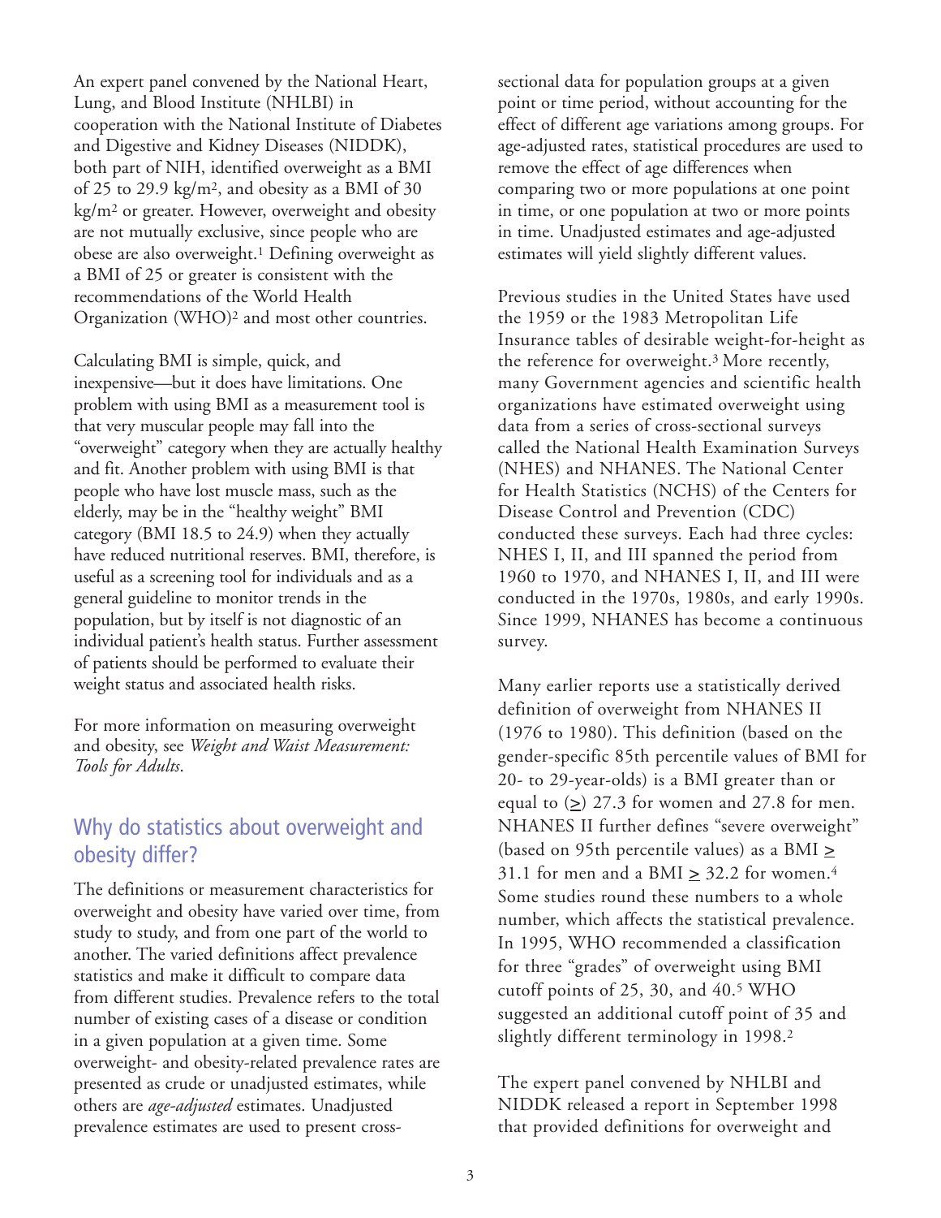An expert panel convened by the National Heart, Lung, and Blood Institute (NHLBI) in cooperation with the National Institute of Diabetes and Digestive and Kidney Diseases (NIDDK), both part of NIH, identified overweight as a BMI of 25 to 29.9 $kg/m^2$, and obesity as a BMI of 30 $kg/m^2$ or greater. However, overweight and obesity are not mutually exclusive, since people who are obese are also overweight.[1] Defining overweight as a BMI of 25 or greater is consistent with the recommendations of the World Health Organization (WHO)[2] and most other countries.

Calculating BMI is simple, quick, and inexpensive—but it does have limitations. One problem with using BMI as a measurement tool is that very muscular people may fall into the "overweight" category when they are actually healthy and fit. Another problem with using BMI is that people who have lost muscle mass, such as the elderly, may be in the "healthy weight" BMI category (BMI 18.5 to 24.9) when they actually have reduced nutritional reserves. BMI, therefore, is useful as a screening tool for individuals and as a general guideline to monitor trends in the population, but by itself is not diagnostic of an individual patient's health status. Further assessment of patients should be performed to evaluate their weight status and associated health risks.

For more information on measuring overweight and obesity, see *Weight and Waist Measurement: Tools for Adults*.

## Why do statistics about overweight and obesity differ?

The definitions or measurement characteristics for overweight and obesity have varied over time, from study to study, and from one part of the world to another. The varied definitions affect prevalence statistics and make it difficult to compare data from different studies. Prevalence refers to the total number of existing cases of a disease or condition in a given population at a given time. Some overweight- and obesity-related prevalence rates are presented as crude or unadjusted estimates, while others are *age-adjusted* estimates. Unadjusted prevalence estimates are used to present cross-sectional data for population groups at a given point or time period, without accounting for the effect of different age variations among groups. For age-adjusted rates, statistical procedures are used to remove the effect of age differences when comparing two or more populations at one point in time, or one population at two or more points in time. Unadjusted estimates and age-adjusted estimates will yield slightly different values.

Previous studies in the United States have used the 1959 or the 1983 Metropolitan Life Insurance tables of desirable weight-for-height as the reference for overweight.[3] More recently, many Government agencies and scientific health organizations have estimated overweight using data from a series of cross-sectional surveys called the National Health Examination Surveys (NHES) and NHANES. The National Center for Health Statistics (NCHS) of the Centers for Disease Control and Prevention (CDC) conducted these surveys. Each had three cycles: NHES I, II, and III spanned the period from 1960 to 1970, and NHANES I, II, and III were conducted in the 1970s, 1980s, and early 1990s. Since 1999, NHANES has become a continuous survey.

Many earlier reports use a statistically derived definition of overweight from NHANES II (1976 to 1980). This definition (based on the gender-specific 85th percentile values of BMI for 20- to 29-year-olds) is a BMI greater than or equal to ($\geq$) 27.3 for women and 27.8 for men. NHANES II further defines "severe overweight" (based on 95th percentile values) as a BMI $\geq$ 31.1 for men and a BMI $\geq$ 32.2 for women.[4] Some studies round these numbers to a whole number, which affects the statistical prevalence. In 1995, WHO recommended a classification for three "grades" of overweight using BMI cutoff points of 25, 30, and 40.[5] WHO suggested an additional cutoff point of 35 and slightly different terminology in 1998.[2]

The expert panel convened by NHLBI and NIDDK released a report in September 1998 that provided definitions for overweight and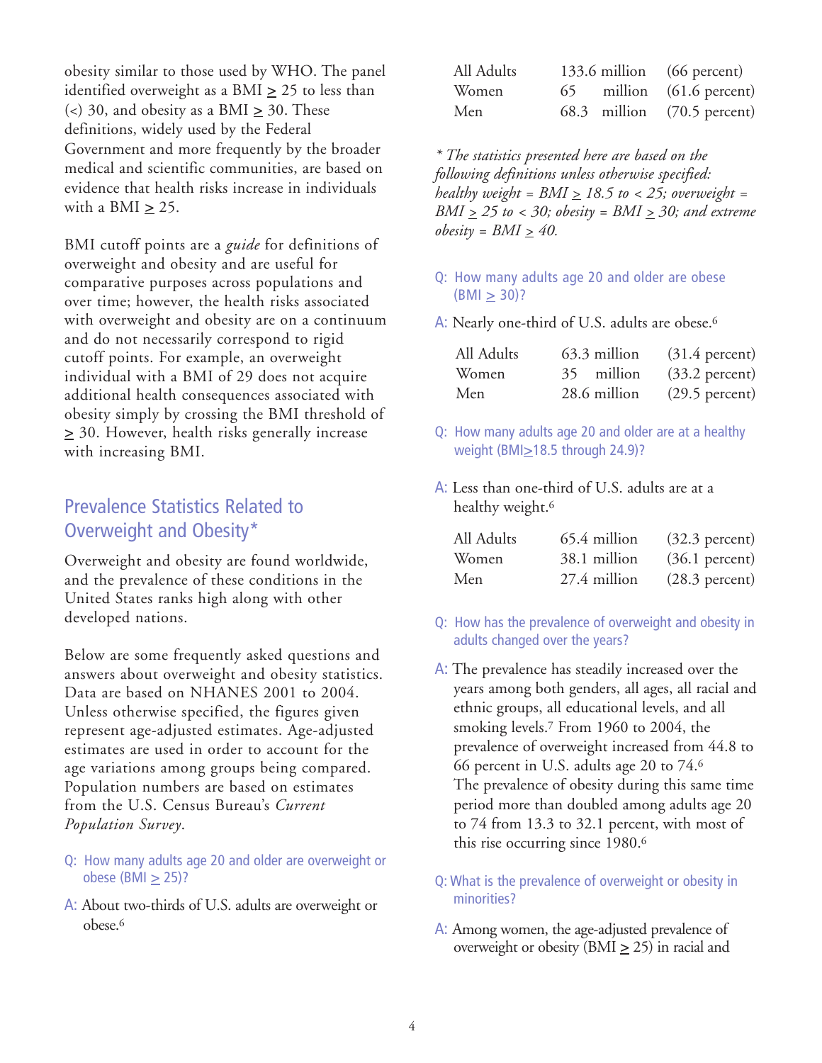obesity similar to those used by WHO. The panel identified overweight as a BMI $\geq$ 25 to less than (<) 30, and obesity as a BMI $\geq$ 30. These definitions, widely used by the Federal Government and more frequently by the broader medical and scientific communities, are based on evidence that health risks increase in individuals with a BMI $\geq$ 25.

BMI cutoff points are a *guide* for definitions of overweight and obesity and are useful for comparative purposes across populations and over time; however, the health risks associated with overweight and obesity are on a continuum and do not necessarily correspond to rigid cutoff points. For example, an overweight individual with a BMI of 29 does not acquire additional health consequences associated with obesity simply by crossing the BMI threshold of $\geq$ 30. However, health risks generally increase with increasing BMI.

## Prevalence Statistics Related to Overweight and Obesity*

Overweight and obesity are found worldwide, and the prevalence of these conditions in the United States ranks high along with other developed nations.

Below are some frequently asked questions and answers about overweight and obesity statistics. Data are based on NHANES 2001 to 2004. Unless otherwise specified, the figures given represent age-adjusted estimates. Age-adjusted estimates are used in order to account for the age variations among groups being compared. Population numbers are based on estimates from the U.S. Census Bureau's *Current Population Survey*.

Q: How many adults age 20 and older are overweight or obese (BMI $\geq$ 25)?

A: About two-thirds of U.S. adults are overweight or obese.[6]

| | | |
|---|---|---|
| All Adults | 133.6 million | (66 percent) |
| Women | 65 million | (61.6 percent) |
| Men | 68.3 million | (70.5 percent) |

*\* The statistics presented here are based on the following definitions unless otherwise specified: healthy weight = BMI $\geq$ 18.5 to < 25; overweight = BMI $\geq$ 25 to < 30; obesity = BMI $\geq$ 30; and extreme obesity = BMI $\geq$ 40.*

Q: How many adults age 20 and older are obese (BMI $\geq$ 30)?

A: Nearly one-third of U.S. adults are obese.[6]

| | | |
|---|---|---|
| All Adults | 63.3 million | (31.4 percent) |
| Women | 35 million | (33.2 percent) |
| Men | 28.6 million | (29.5 percent) |

Q: How many adults age 20 and older are at a healthy weight (BMI$\geq$18.5 through 24.9)?

A: Less than one-third of U.S. adults are at a healthy weight.[6]

| | | |
|---|---|---|
| All Adults | 65.4 million | (32.3 percent) |
| Women | 38.1 million | (36.1 percent) |
| Men | 27.4 million | (28.3 percent) |

Q: How has the prevalence of overweight and obesity in adults changed over the years?

A: The prevalence has steadily increased over the years among both genders, all ages, all racial and ethnic groups, all educational levels, and all smoking levels.[7] From 1960 to 2004, the prevalence of overweight increased from 44.8 to 66 percent in U.S. adults age 20 to 74.[6] The prevalence of obesity during this same time period more than doubled among adults age 20 to 74 from 13.3 to 32.1 percent, with most of this rise occurring since 1980.[6]

Q: What is the prevalence of overweight or obesity in minorities?

A: Among women, the age-adjusted prevalence of overweight or obesity (BMI $\geq$ 25) in racial and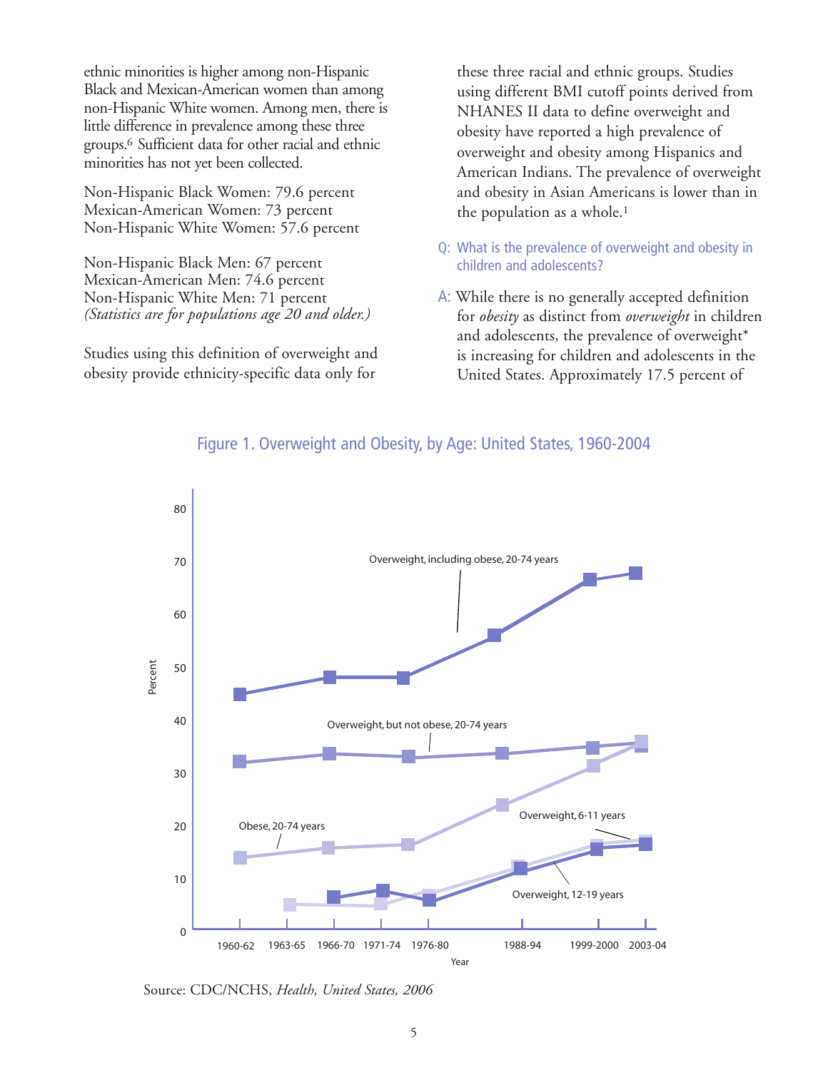ethnic minorities is higher among non-Hispanic Black and Mexican-American women than among non-Hispanic White women. Among men, there is little difference in prevalence among these three groups.[6] Sufficient data for other racial and ethnic minorities has not yet been collected.

Non-Hispanic Black Women: 79.6 percent
Mexican-American Women: 73 percent
Non-Hispanic White Women: 57.6 percent

Non-Hispanic Black Men: 67 percent
Mexican-American Men: 74.6 percent
Non-Hispanic White Men: 71 percent
*(Statistics are for populations age 20 and older.)*

Studies using this definition of overweight and obesity provide ethnicity-specific data only for these three racial and ethnic groups. Studies using different BMI cutoff points derived from NHANES II data to define overweight and obesity have reported a high prevalence of overweight and obesity among Hispanics and American Indians. The prevalence of overweight and obesity in Asian Americans is lower than in the population as a whole.[1]

**Q: What is the prevalence of overweight and obesity in children and adolescents?**

A: While there is no generally accepted definition for *obesity* as distinct from *overweight* in children and adolescents, the prevalence of overweight* is increasing for children and adolescents in the United States. Approximately 17.5 percent of

Figure 1. Overweight and Obesity, by Age: United States, 1960-2004

Source: CDC/NCHS, *Health, United States, 2006*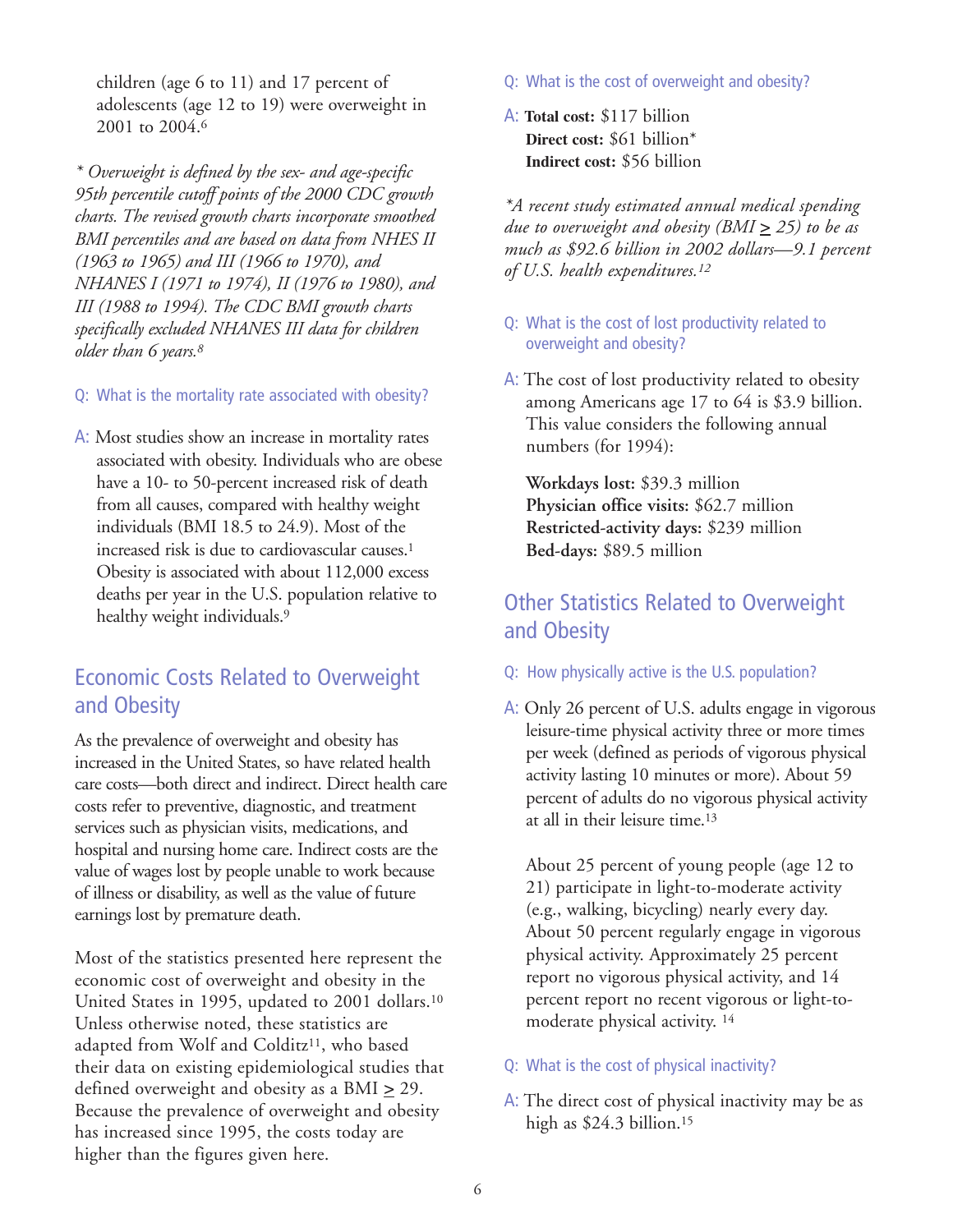children (age 6 to 11) and 17 percent of adolescents (age 12 to 19) were overweight in 2001 to 2004.[6]

*\* Overweight is defined by the sex- and age-specific 95th percentile cutoff points of the 2000 CDC growth charts. The revised growth charts incorporate smoothed BMI percentiles and are based on data from NHES II (1963 to 1965) and III (1966 to 1970), and NHANES I (1971 to 1974), II (1976 to 1980), and III (1988 to 1994). The CDC BMI growth charts specifically excluded NHANES III data for children older than 6 years.[8]*

Q: What is the mortality rate associated with obesity?

A: Most studies show an increase in mortality rates associated with obesity. Individuals who are obese have a 10- to 50-percent increased risk of death from all causes, compared with healthy weight individuals (BMI 18.5 to 24.9). Most of the increased risk is due to cardiovascular causes.[1] Obesity is associated with about 112,000 excess deaths per year in the U.S. population relative to healthy weight individuals.[9]

## Economic Costs Related to Overweight and Obesity

As the prevalence of overweight and obesity has increased in the United States, so have related health care costs—both direct and indirect. Direct health care costs refer to preventive, diagnostic, and treatment services such as physician visits, medications, and hospital and nursing home care. Indirect costs are the value of wages lost by people unable to work because of illness or disability, as well as the value of future earnings lost by premature death.

Most of the statistics presented here represent the economic cost of overweight and obesity in the United States in 1995, updated to 2001 dollars.[10] Unless otherwise noted, these statistics are adapted from Wolf and Colditz[11], who based their data on existing epidemiological studies that defined overweight and obesity as a BMI $\geq$ 29. Because the prevalence of overweight and obesity has increased since 1995, the costs today are higher than the figures given here.

Q: What is the cost of overweight and obesity?

A: **Total cost:** $117 billion
**Direct cost:** $61 billion\*
**Indirect cost:** $56 billion

*\*A recent study estimated annual medical spending due to overweight and obesity (BMI $\geq$ 25) to be as much as $92.6 billion in 2002 dollars—9.1 percent of U.S. health expenditures.[12]*

Q: What is the cost of lost productivity related to overweight and obesity?

A: The cost of lost productivity related to obesity among Americans age 17 to 64 is $3.9 billion. This value considers the following annual numbers (for 1994):

**Workdays lost:** $39.3 million
**Physician office visits:** $62.7 million
**Restricted-activity days:** $239 million
**Bed-days:** $89.5 million

## Other Statistics Related to Overweight and Obesity

Q: How physically active is the U.S. population?

A: Only 26 percent of U.S. adults engage in vigorous leisure-time physical activity three or more times per week (defined as periods of vigorous physical activity lasting 10 minutes or more). About 59 percent of adults do no vigorous physical activity at all in their leisure time.[13]

About 25 percent of young people (age 12 to 21) participate in light-to-moderate activity (e.g., walking, bicycling) nearly every day. About 50 percent regularly engage in vigorous physical activity. Approximately 25 percent report no vigorous physical activity, and 14 percent report no recent vigorous or light-to-moderate physical activity.[14]

Q: What is the cost of physical inactivity?

A: The direct cost of physical inactivity may be as high as $24.3 billion.[15]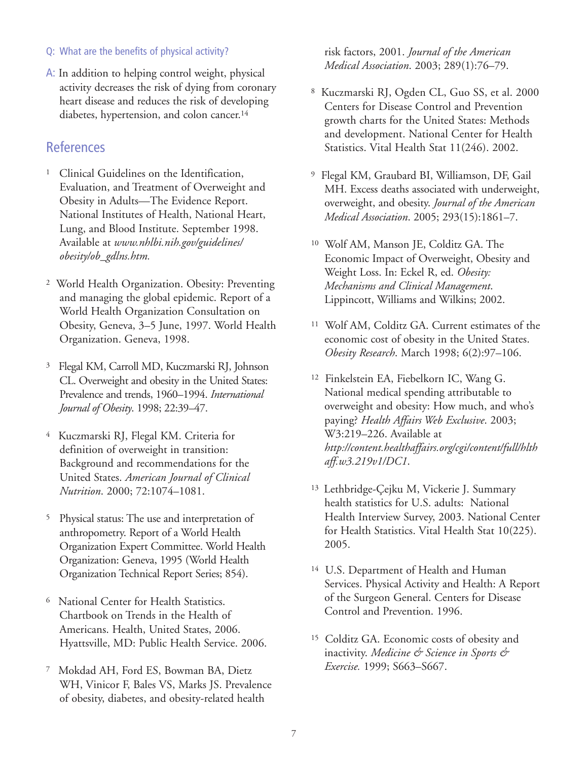Q: What are the benefits of physical activity?

A: In addition to helping control weight, physical activity decreases the risk of dying from coronary heart disease and reduces the risk of developing diabetes, hypertension, and colon cancer.[14]

## References

1. Clinical Guidelines on the Identification, Evaluation, and Treatment of Overweight and Obesity in Adults—The Evidence Report. National Institutes of Health, National Heart, Lung, and Blood Institute. September 1998. Available at *www.nhlbi.nih.gov/guidelines/obesity/ob_gdlns.htm.*

2. World Health Organization. Obesity: Preventing and managing the global epidemic. Report of a World Health Organization Consultation on Obesity, Geneva, 3–5 June, 1997. World Health Organization. Geneva, 1998.

3. Flegal KM, Carroll MD, Kuczmarski RJ, Johnson CL. Overweight and obesity in the United States: Prevalence and trends, 1960–1994. *International Journal of Obesity*. 1998; 22:39–47.

4. Kuczmarski RJ, Flegal KM. Criteria for definition of overweight in transition: Background and recommendations for the United States. *American Journal of Clinical Nutrition*. 2000; 72:1074–1081.

5. Physical status: The use and interpretation of anthropometry. Report of a World Health Organization Expert Committee. World Health Organization: Geneva, 1995 (World Health Organization Technical Report Series; 854).

6. National Center for Health Statistics. Chartbook on Trends in the Health of Americans. Health, United States, 2006. Hyattsville, MD: Public Health Service. 2006.

7. Mokdad AH, Ford ES, Bowman BA, Dietz WH, Vinicor F, Bales VS, Marks JS. Prevalence of obesity, diabetes, and obesity-related health risk factors, 2001. *Journal of the American Medical Association*. 2003; 289(1):76–79.

8. Kuczmarski RJ, Ogden CL, Guo SS, et al. 2000 Centers for Disease Control and Prevention growth charts for the United States: Methods and development. National Center for Health Statistics. Vital Health Stat 11(246). 2002.

9. Flegal KM, Graubard BI, Williamson, DF, Gail MH. Excess deaths associated with underweight, overweight, and obesity. *Journal of the American Medical Association*. 2005; 293(15):1861–7.

10. Wolf AM, Manson JE, Colditz GA. The Economic Impact of Overweight, Obesity and Weight Loss. In: Eckel R, ed. *Obesity: Mechanisms and Clinical Management*. Lippincott, Williams and Wilkins; 2002.

11. Wolf AM, Colditz GA. Current estimates of the economic cost of obesity in the United States. *Obesity Research*. March 1998; 6(2):97–106.

12. Finkelstein EA, Fiebelkorn IC, Wang G. National medical spending attributable to overweight and obesity: How much, and who's paying? *Health Affairs Web Exclusive*. 2003; W3:219–226. Available at *http://content.healthaffairs.org/cgi/content/full/hlthaff.w3.219v1/DC1.*

13. Lethbridge-Çejku M, Vickerie J. Summary health statistics for U.S. adults: National Health Interview Survey, 2003. National Center for Health Statistics. Vital Health Stat 10(225). 2005.

14. U.S. Department of Health and Human Services. Physical Activity and Health: A Report of the Surgeon General. Centers for Disease Control and Prevention. 1996.

15. Colditz GA. Economic costs of obesity and inactivity. *Medicine & Science in Sports & Exercise.* 1999; S663–S667.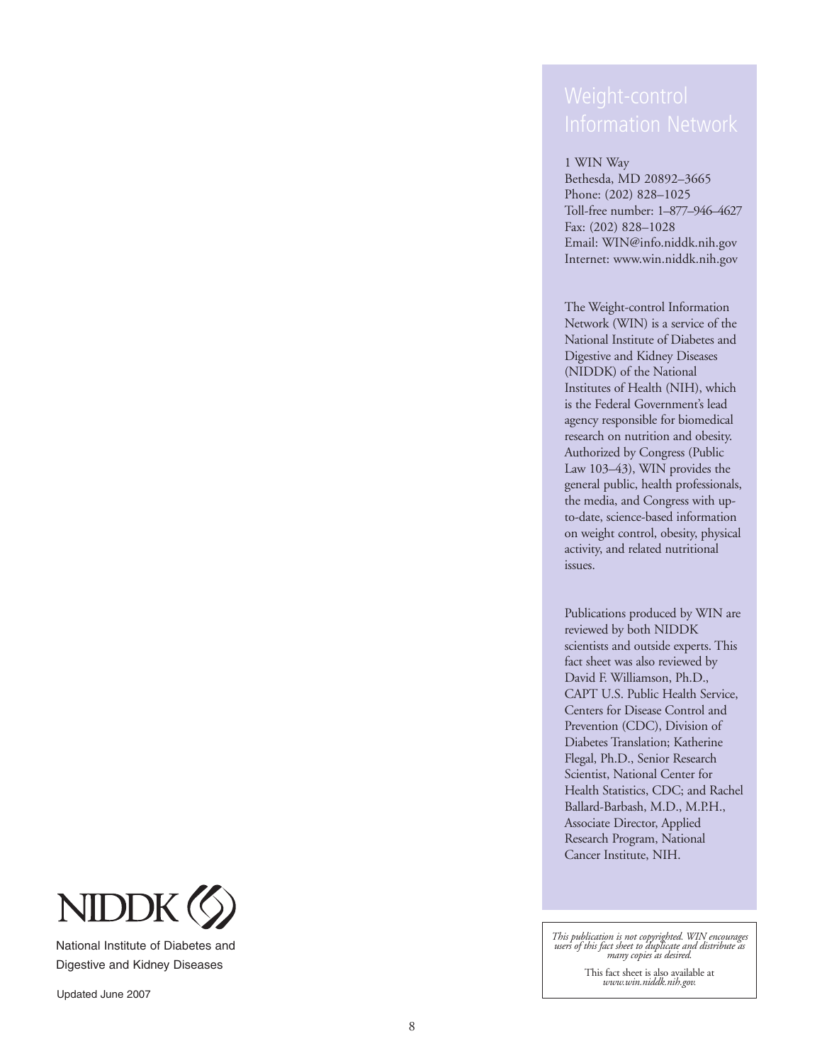# Weight-control Information Network

1 WIN Way
Bethesda, MD 20892–3665
Phone: (202) 828–1025
Toll-free number: 1–877–946–4627
Fax: (202) 828–1028
Email: WIN@info.niddk.nih.gov
Internet: www.win.niddk.nih.gov

The Weight-control Information Network (WIN) is a service of the National Institute of Diabetes and Digestive and Kidney Diseases (NIDDK) of the National Institutes of Health (NIH), which is the Federal Government's lead agency responsible for biomedical research on nutrition and obesity. Authorized by Congress (Public Law 103–43), WIN provides the general public, health professionals, the media, and Congress with up-to-date, science-based information on weight control, obesity, physical activity, and related nutritional issues.

Publications produced by WIN are reviewed by both NIDDK scientists and outside experts. This fact sheet was also reviewed by David F. Williamson, Ph.D., CAPT U.S. Public Health Service, Centers for Disease Control and Prevention (CDC), Division of Diabetes Translation; Katherine Flegal, Ph.D., Senior Research Scientist, National Center for Health Statistics, CDC; and Rachel Ballard-Barbash, M.D., M.P.H., Associate Director, Applied Research Program, National Cancer Institute, NIH.

NIDDK

National Institute of Diabetes and Digestive and Kidney Diseases

Updated June 2007

*This publication is not copyrighted. WIN encourages users of this fact sheet to duplicate and distribute as many copies as desired.*

This fact sheet is also available at *www.win.niddk.nih.gov.*